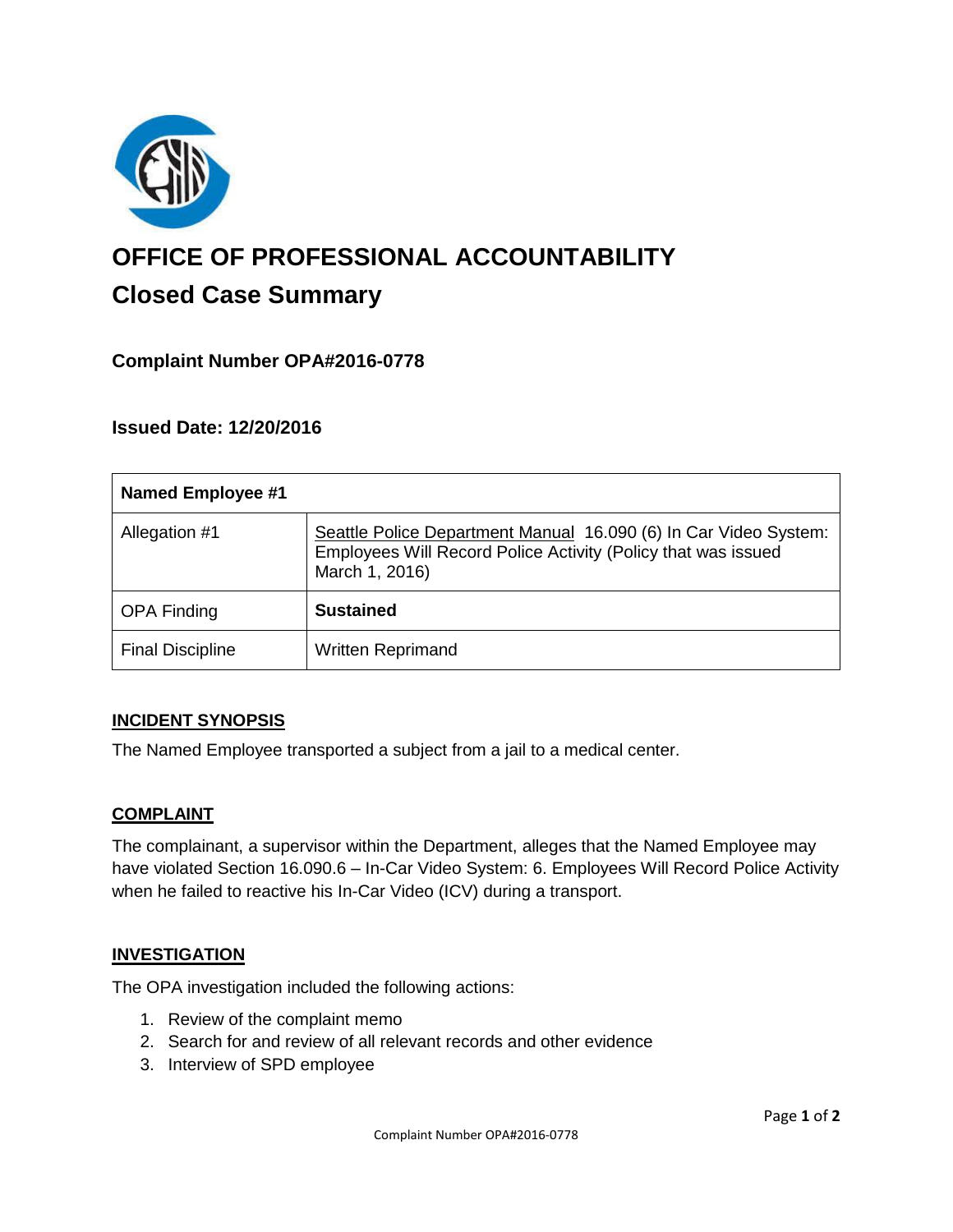# OFFICE OF PROFESSIONAL ACCOUNTABILITY

## Closed Case Summary

### Complaint Number OPA#2016-0778

### Issued Date: 12/20/2016

| **Named Employee #1** | |
|---|---|
| Allegation #1 | Seattle Police Department Manual 16.090 (6) In Car Video System: Employees Will Record Police Activity (Policy that was issued March 1, 2016) |
| OPA Finding | **Sustained** |
| Final Discipline | Written Reprimand |

**INCIDENT SYNOPSIS**

The Named Employee transported a subject from a jail to a medical center.

**COMPLAINT**

The complainant, a supervisor within the Department, alleges that the Named Employee may have violated Section 16.090.6 – In-Car Video System: 6. Employees Will Record Police Activity when he failed to reactive his In-Car Video (ICV) during a transport.

**INVESTIGATION**

The OPA investigation included the following actions:

1. Review of the complaint memo
2. Search for and review of all relevant records and other evidence
3. Interview of SPD employee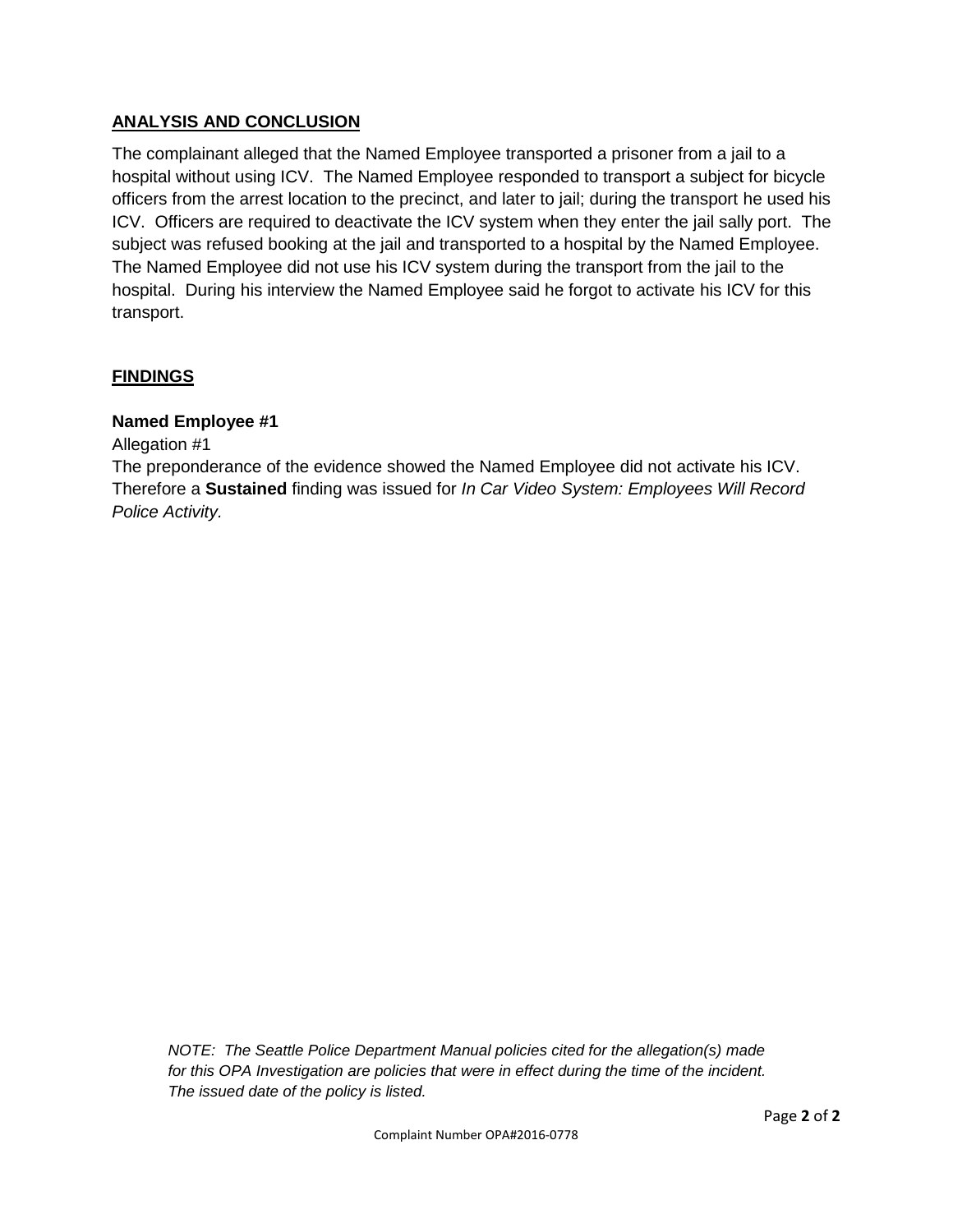## ANALYSIS AND CONCLUSION

The complainant alleged that the Named Employee transported a prisoner from a jail to a hospital without using ICV. The Named Employee responded to transport a subject for bicycle officers from the arrest location to the precinct, and later to jail; during the transport he used his ICV. Officers are required to deactivate the ICV system when they enter the jail sally port. The subject was refused booking at the jail and transported to a hospital by the Named Employee. The Named Employee did not use his ICV system during the transport from the jail to the hospital. During his interview the Named Employee said he forgot to activate his ICV for this transport.

## FINDINGS

**Named Employee #1**

Allegation #1

The preponderance of the evidence showed the Named Employee did not activate his ICV. Therefore a **Sustained** finding was issued for *In Car Video System: Employees Will Record Police Activity.*

*NOTE: The Seattle Police Department Manual policies cited for the allegation(s) made for this OPA Investigation are policies that were in effect during the time of the incident. The issued date of the policy is listed.*

Complaint Number OPA#2016-0778